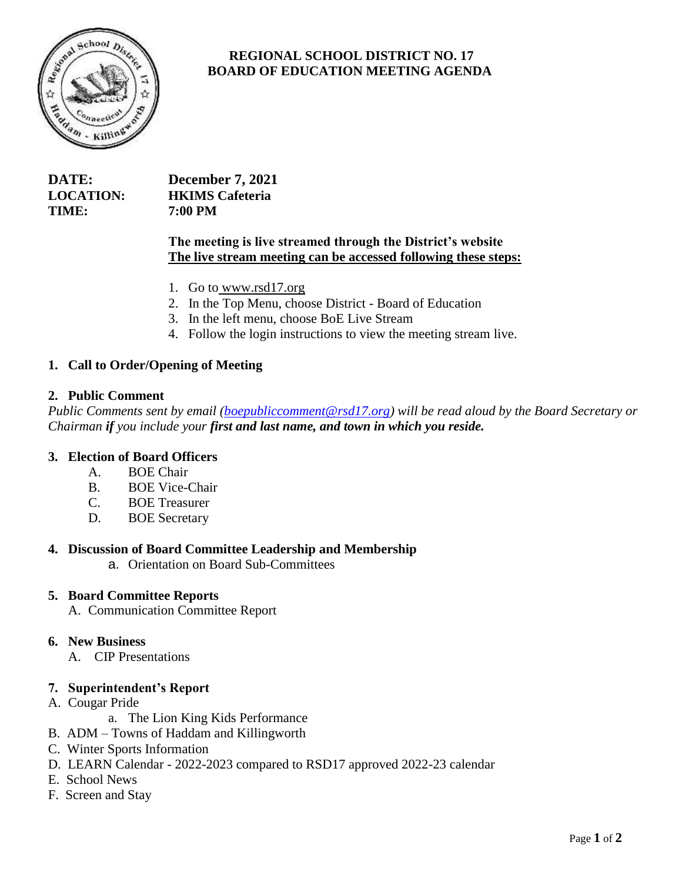# REGIONAL SCHOOL DISTRICT NO. 17
# BOARD OF EDUCATION MEETING AGENDA

**DATE:** **December 7, 2021**
**LOCATION:** **HKIMS Cafeteria**
**TIME:** **7:00 PM**

**The meeting is live streamed through the District's website**
**The live stream meeting can be accessed following these steps:**

1. Go to www.rsd17.org
2. In the Top Menu, choose District - Board of Education
3. In the left menu, choose BoE Live Stream
4. Follow the login instructions to view the meeting stream live.

**1. Call to Order/Opening of Meeting**

**2. Public Comment**

*Public Comments sent by email (boepubliccomment@rsd17.org) will be read aloud by the Board Secretary or Chairman* ***if*** *you include your* ***first and last name, and town in which you reside.***

**3. Election of Board Officers**

- A. BOE Chair
- B. BOE Vice-Chair
- C. BOE Treasurer
- D. BOE Secretary

**4. Discussion of Board Committee Leadership and Membership**

- a. Orientation on Board Sub-Committees

**5. Board Committee Reports**

- A. Communication Committee Report

**6. New Business**

- A. CIP Presentations

**7. Superintendent's Report**

- A. Cougar Pride
  - a. The Lion King Kids Performance
- B. ADM – Towns of Haddam and Killingworth
- C. Winter Sports Information
- D. LEARN Calendar - 2022-2023 compared to RSD17 approved 2022-23 calendar
- E. School News
- F. Screen and Stay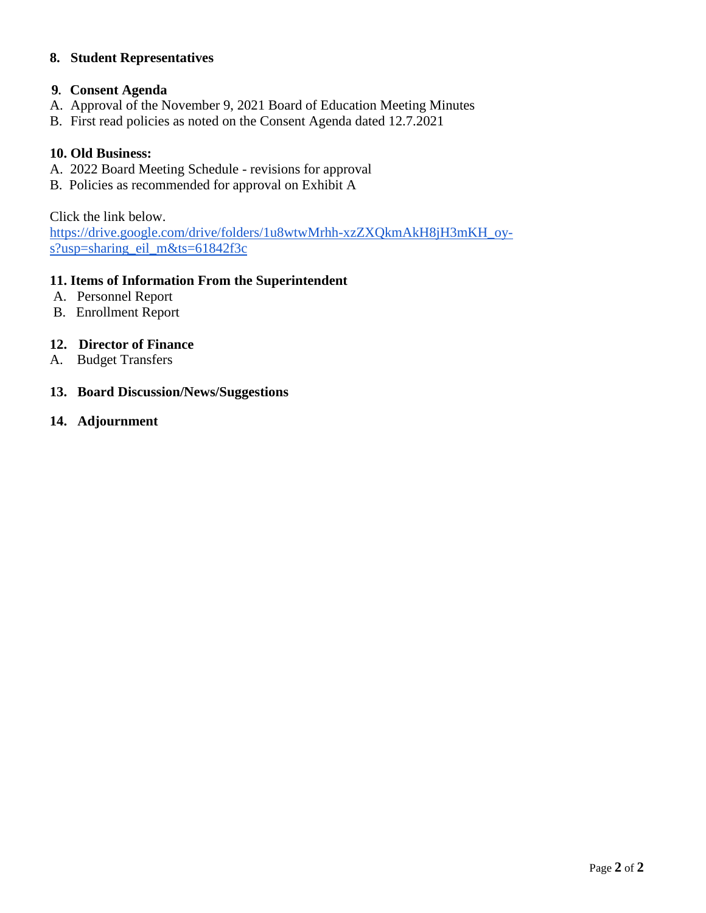**8. Student Representatives**

**9. Consent Agenda**

A. Approval of the November 9, 2021 Board of Education Meeting Minutes
B. First read policies as noted on the Consent Agenda dated 12.7.2021

**10. Old Business:**

A. 2022 Board Meeting Schedule - revisions for approval
B. Policies as recommended for approval on Exhibit A

Click the link below.
https://drive.google.com/drive/folders/1u8wtwMrhh-xzZXQkmAkH8jH3mKH_oy-s?usp=sharing_eil_m&ts=61842f3c

**11. Items of Information From the Superintendent**

A. Personnel Report
B. Enrollment Report

**12. Director of Finance**

A. Budget Transfers

**13. Board Discussion/News/Suggestions**

**14. Adjournment**